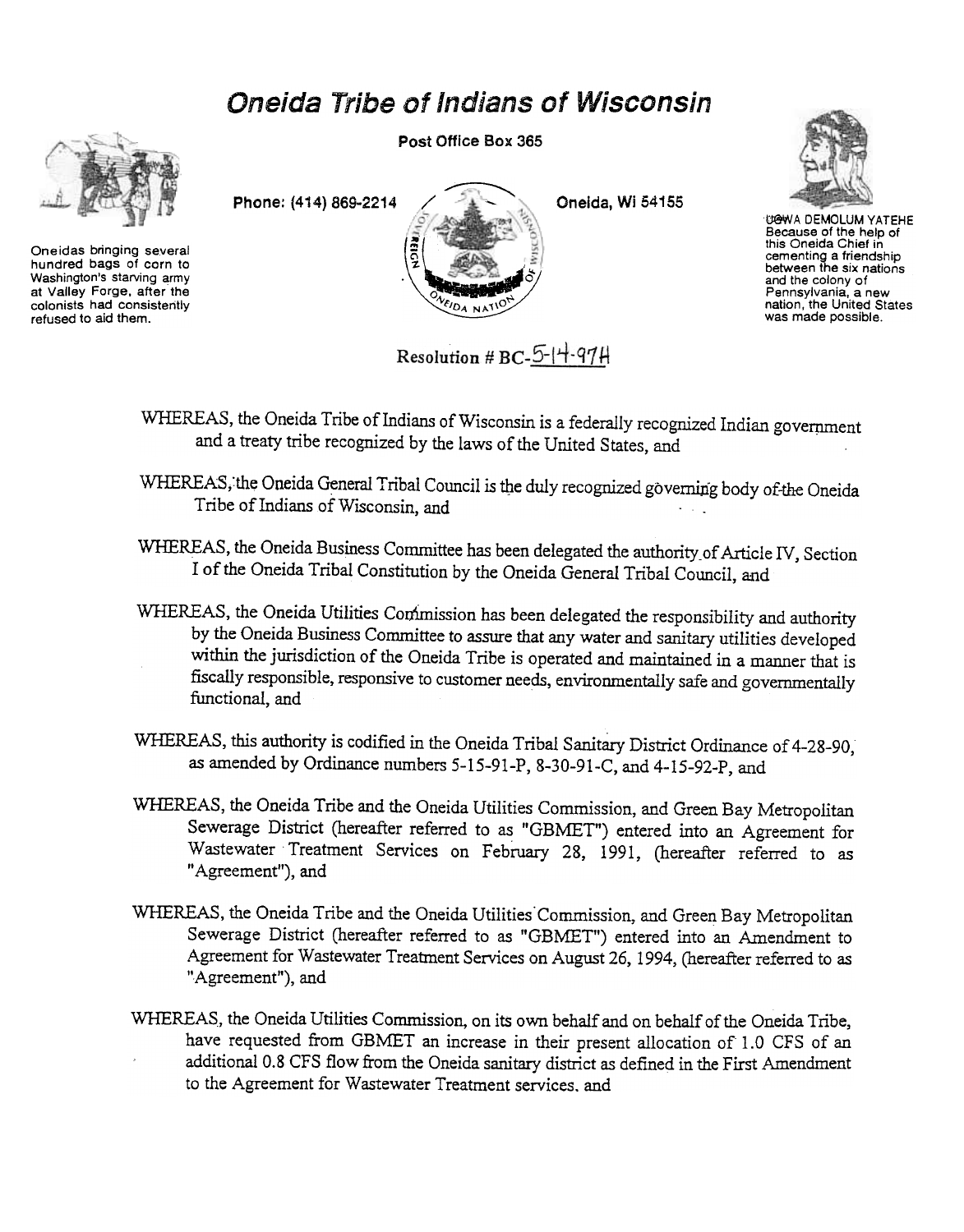# Oneida Tribe of Indians of Wisconsin

Post Office Box 365

Phone: (414) 869-2214

Oneida, Wi 54155

Oneidas bringing several hundred bags of corn to Washington's starving army at Valley Forge, after the colonists had consistently refused to aid them.

UGWA DEMOLUM YATEHE Because of the help of this Oneida Chief in cementing a friendship between the six nations and the colony of Pennsylvania, a new nation, the United States was made possible.

Resolution # BC-5-14-97H

WHEREAS, the Oneida Tribe of Indians of Wisconsin is a federally recognized Indian government and a treaty tribe recognized by the laws of the United States, and

WHEREAS, the Oneida General Tribal Council is the duly recognized governing body of the Oneida Tribe of Indians of Wisconsin, and

WHEREAS, the Oneida Business Committee has been delegated the authority of Article IV, Section I of the Oneida Tribal Constitution by the Oneida General Tribal Council, and

WHEREAS, the Oneida Utilities Commission has been delegated the responsibility and authority by the Oneida Business Committee to assure that any water and sanitary utilities developed within the jurisdiction of the Oneida Tribe is operated and maintained in a manner that is fiscally responsible, responsive to customer needs, environmentally safe and governmentally functional, and

WHEREAS, this authority is codified in the Oneida Tribal Sanitary District Ordinance of 4-28-90, as amended by Ordinance numbers 5-15-91-P, 8-30-91-C, and 4-15-92-P, and

WHEREAS, the Oneida Tribe and the Oneida Utilities Commission, and Green Bay Metropolitan Sewerage District (hereafter referred to as "GBMET") entered into an Agreement for Wastewater Treatment Services on February 28, 1991, (hereafter referred to as "Agreement"), and

WHEREAS, the Oneida Tribe and the Oneida Utilities Commission, and Green Bay Metropolitan Sewerage District (hereafter referred to as "GBMET") entered into an Amendment to Agreement for Wastewater Treatment Services on August 26, 1994, (hereafter referred to as "Agreement"), and

WHEREAS, the Oneida Utilities Commission, on its own behalf and on behalf of the Oneida Tribe, have requested from GBMET an increase in their present allocation of 1.0 CFS of an additional 0.8 CFS flow from the Oneida sanitary district as defined in the First Amendment to the Agreement for Wastewater Treatment services, and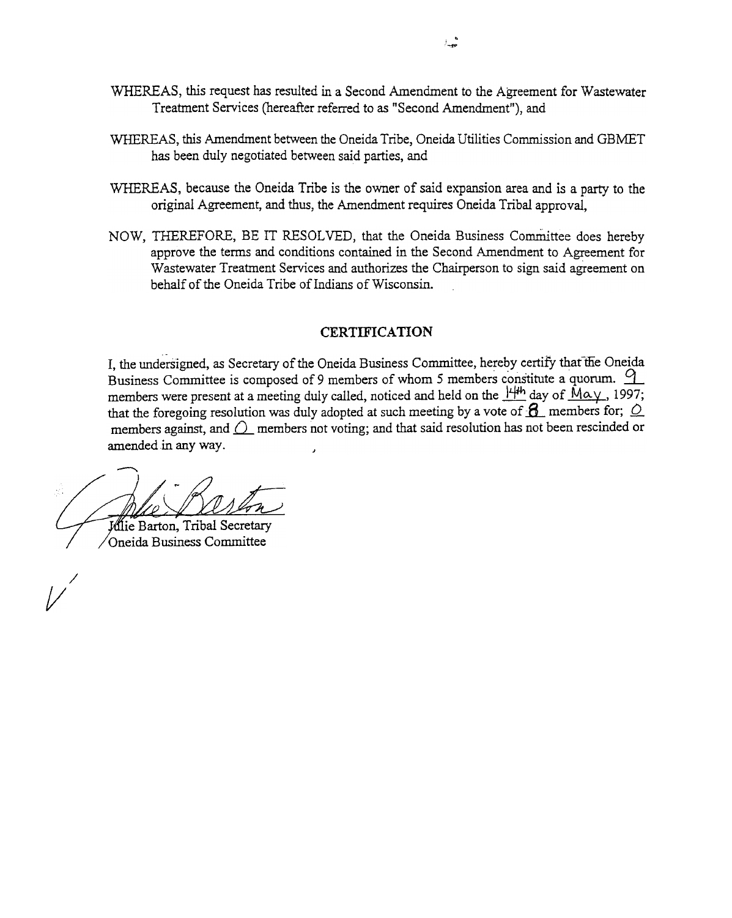WHEREAS, this request has resulted in a Second Amendment to the Agreement for Wastewater Treatment Services (hereafter referred to as "Second Amendment"), and

WHEREAS, this Amendment between the Oneida Tribe, Oneida Utilities Commission and GBMET has been duly negotiated between said parties, and

WHEREAS, because the Oneida Tribe is the owner of said expansion area and is a party to the original Agreement, and thus, the Amendment requires Oneida Tribal approval,

NOW, THEREFORE, BE IT RESOLVED, that the Oneida Business Committee does hereby approve the terms and conditions contained in the Second Amendment to Agreement for Wastewater Treatment Services and authorizes the Chairperson to sign said agreement on behalf of the Oneida Tribe of Indians of Wisconsin.

## CERTIFICATION

I, the undersigned, as Secretary of the Oneida Business Committee, hereby certify that the Oneida Business Committee is composed of 9 members of whom 5 members constitute a quorum. 9 members were present at a meeting duly called, noticed and held on the 14th day of May, 1997; that the foregoing resolution was duly adopted at such meeting by a vote of 8 members for; 0 members against, and 0 members not voting; and that said resolution has not been rescinded or amended in any way.

Julie Barton, Tribal Secretary
Oneida Business Committee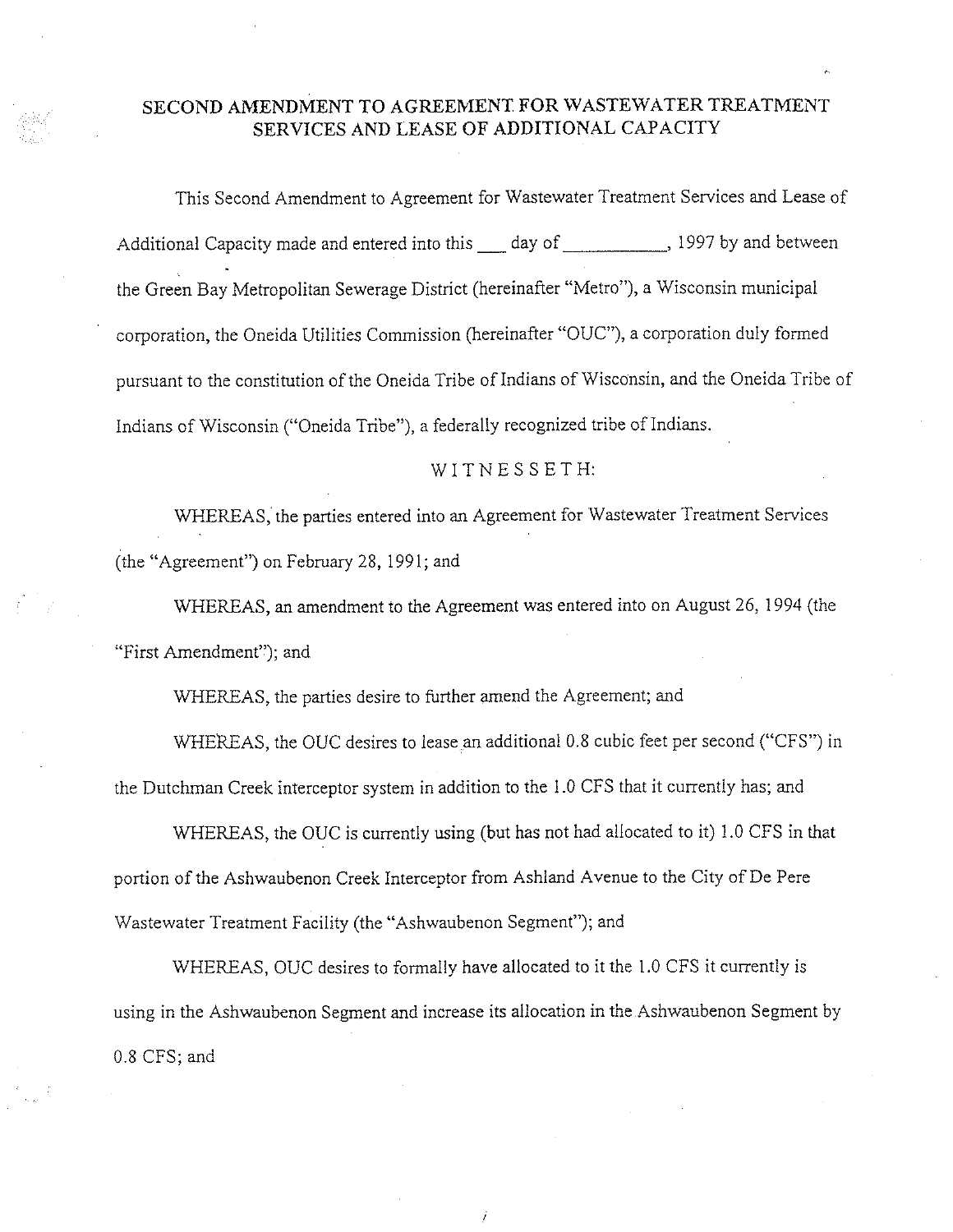## SECOND AMENDMENT TO AGREEMENT FOR WASTEWATER TREATMENT SERVICES AND LEASE OF ADDITIONAL CAPACITY

This Second Amendment to Agreement for Wastewater Treatment Services and Lease of Additional Capacity made and entered into this ___ day of __________, 1997 by and between the Green Bay Metropolitan Sewerage District (hereinafter "Metro"), a Wisconsin municipal corporation, the Oneida Utilities Commission (hereinafter "OUC"), a corporation duly formed pursuant to the constitution of the Oneida Tribe of Indians of Wisconsin, and the Oneida Tribe of Indians of Wisconsin ("Oneida Tribe"), a federally recognized tribe of Indians.

WITNESSETH:

WHEREAS, the parties entered into an Agreement for Wastewater Treatment Services (the "Agreement") on February 28, 1991; and

WHEREAS, an amendment to the Agreement was entered into on August 26, 1994 (the "First Amendment"); and

WHEREAS, the parties desire to further amend the Agreement; and

WHEREAS, the OUC desires to lease an additional 0.8 cubic feet per second ("CFS") in the Dutchman Creek interceptor system in addition to the 1.0 CFS that it currently has; and

WHEREAS, the OUC is currently using (but has not had allocated to it) 1.0 CFS in that portion of the Ashwaubenon Creek Interceptor from Ashland Avenue to the City of De Pere Wastewater Treatment Facility (the "Ashwaubenon Segment"); and

WHEREAS, OUC desires to formally have allocated to it the 1.0 CFS it currently is using in the Ashwaubenon Segment and increase its allocation in the Ashwaubenon Segment by 0.8 CFS; and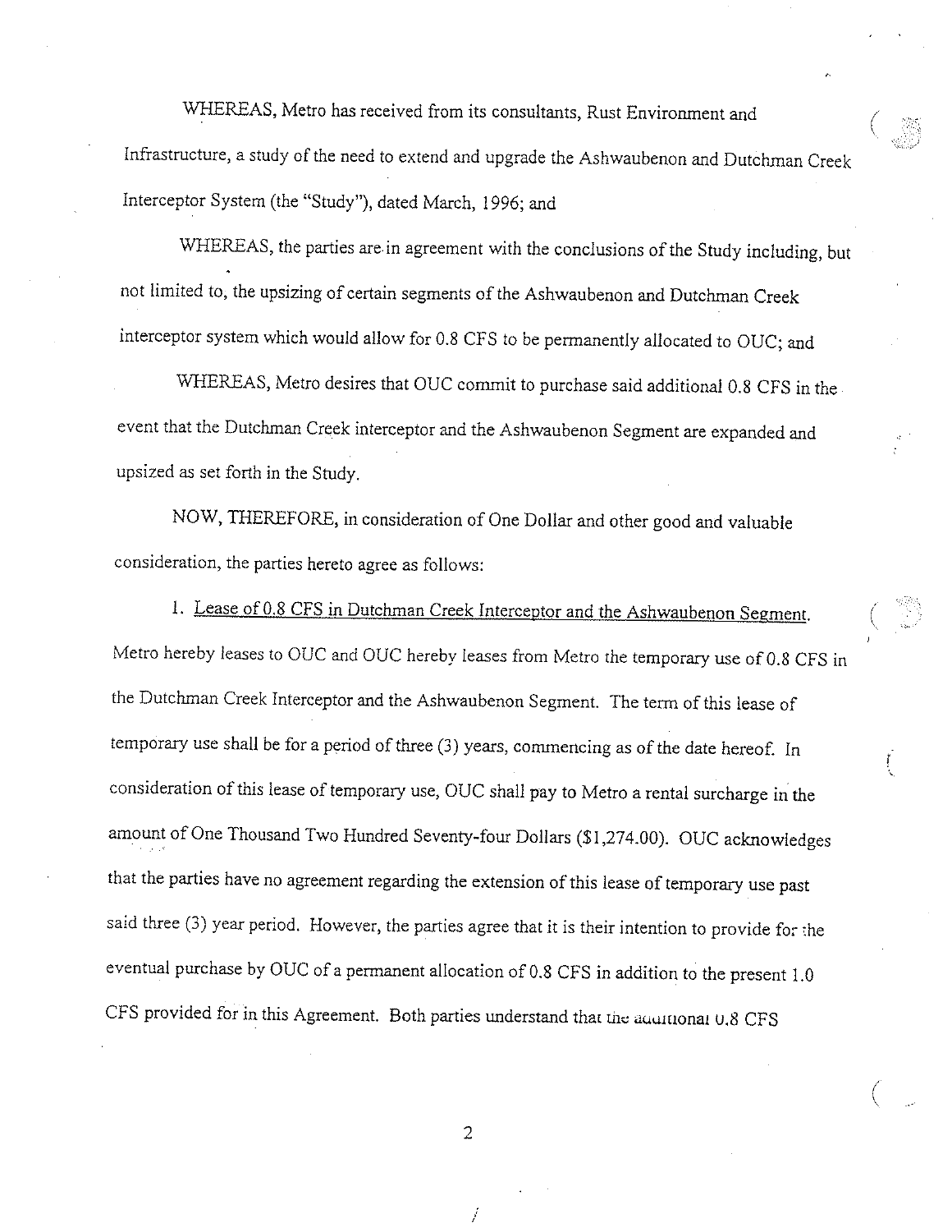WHEREAS, Metro has received from its consultants, Rust Environment and Infrastructure, a study of the need to extend and upgrade the Ashwaubenon and Dutchman Creek Interceptor System (the "Study"), dated March, 1996; and

WHEREAS, the parties are in agreement with the conclusions of the Study including, but not limited to, the upsizing of certain segments of the Ashwaubenon and Dutchman Creek interceptor system which would allow for 0.8 CFS to be permanently allocated to OUC; and

WHEREAS, Metro desires that OUC commit to purchase said additional 0.8 CFS in the event that the Dutchman Creek interceptor and the Ashwaubenon Segment are expanded and upsized as set forth in the Study.

NOW, THEREFORE, in consideration of One Dollar and other good and valuable consideration, the parties hereto agree as follows:

1. Lease of 0.8 CFS in Dutchman Creek Interceptor and the Ashwaubenon Segment. Metro hereby leases to OUC and OUC hereby leases from Metro the temporary use of 0.8 CFS in the Dutchman Creek Interceptor and the Ashwaubenon Segment. The term of this lease of temporary use shall be for a period of three (3) years, commencing as of the date hereof. In consideration of this lease of temporary use, OUC shall pay to Metro a rental surcharge in the amount of One Thousand Two Hundred Seventy-four Dollars ($1,274.00). OUC acknowledges that the parties have no agreement regarding the extension of this lease of temporary use past said three (3) year period. However, the parties agree that it is their intention to provide for the eventual purchase by OUC of a permanent allocation of 0.8 CFS in addition to the present 1.0 CFS provided for in this Agreement. Both parties understand that the additional 0.8 CFS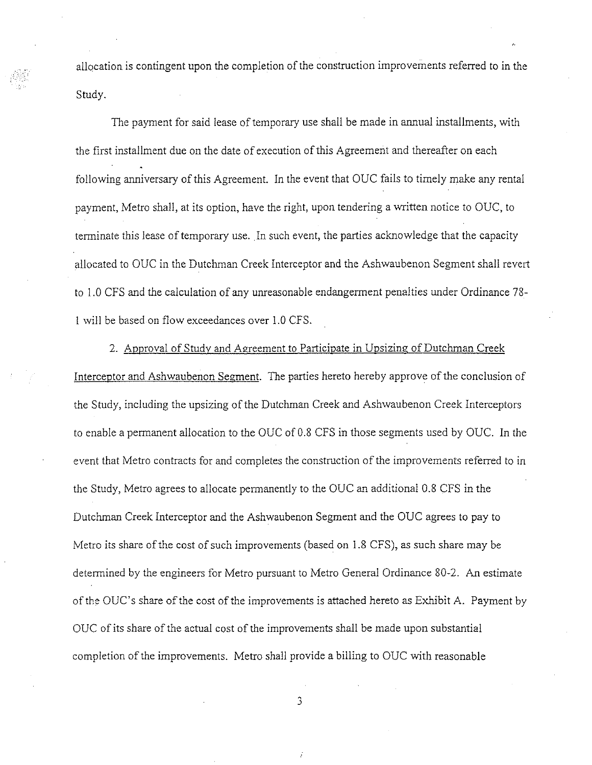allocation is contingent upon the completion of the construction improvements referred to in the Study.

The payment for said lease of temporary use shall be made in annual installments, with the first installment due on the date of execution of this Agreement and thereafter on each following anniversary of this Agreement. In the event that OUC fails to timely make any rental payment, Metro shall, at its option, have the right, upon tendering a written notice to OUC, to terminate this lease of temporary use. In such event, the parties acknowledge that the capacity allocated to OUC in the Dutchman Creek Interceptor and the Ashwaubenon Segment shall revert to 1.0 CFS and the calculation of any unreasonable endangerment penalties under Ordinance 78-1 will be based on flow exceedances over 1.0 CFS.

2. <u>Approval of Study and Agreement to Participate in Upsizing of Dutchman Creek Interceptor and Ashwaubenon Segment</u>. The parties hereto hereby approve of the conclusion of the Study, including the upsizing of the Dutchman Creek and Ashwaubenon Creek Interceptors to enable a permanent allocation to the OUC of 0.8 CFS in those segments used by OUC. In the event that Metro contracts for and completes the construction of the improvements referred to in the Study, Metro agrees to allocate permanently to the OUC an additional 0.8 CFS in the Dutchman Creek Interceptor and the Ashwaubenon Segment and the OUC agrees to pay to Metro its share of the cost of such improvements (based on 1.8 CFS), as such share may be determined by the engineers for Metro pursuant to Metro General Ordinance 80-2. An estimate of the OUC's share of the cost of the improvements is attached hereto as Exhibit A. Payment by OUC of its share of the actual cost of the improvements shall be made upon substantial completion of the improvements. Metro shall provide a billing to OUC with reasonable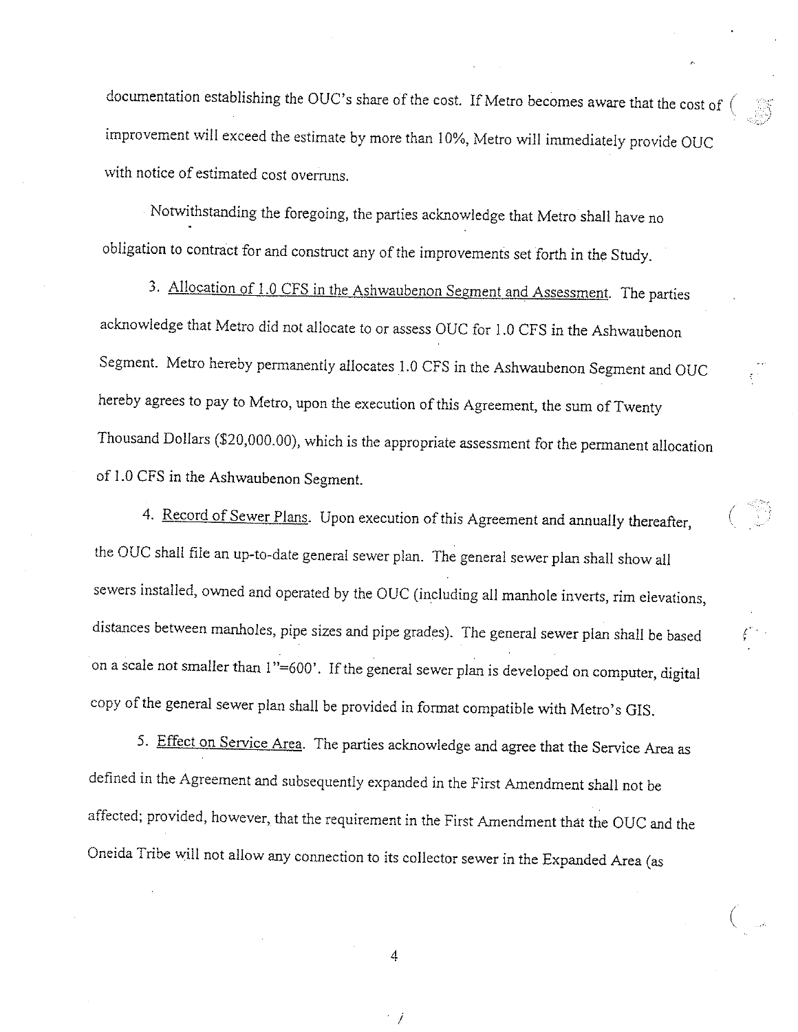documentation establishing the OUC's share of the cost. If Metro becomes aware that the cost of improvement will exceed the estimate by more than 10%, Metro will immediately provide OUC with notice of estimated cost overruns.

Notwithstanding the foregoing, the parties acknowledge that Metro shall have no obligation to contract for and construct any of the improvements set forth in the Study.

3. Allocation of 1.0 CFS in the Ashwaubenon Segment and Assessment. The parties acknowledge that Metro did not allocate to or assess OUC for 1.0 CFS in the Ashwaubenon Segment. Metro hereby permanently allocates 1.0 CFS in the Ashwaubenon Segment and OUC hereby agrees to pay to Metro, upon the execution of this Agreement, the sum of Twenty Thousand Dollars ($20,000.00), which is the appropriate assessment for the permanent allocation of 1.0 CFS in the Ashwaubenon Segment.

4. Record of Sewer Plans. Upon execution of this Agreement and annually thereafter, the OUC shall file an up-to-date general sewer plan. The general sewer plan shall show all sewers installed, owned and operated by the OUC (including all manhole inverts, rim elevations, distances between manholes, pipe sizes and pipe grades). The general sewer plan shall be based on a scale not smaller than 1"=600'. If the general sewer plan is developed on computer, digital copy of the general sewer plan shall be provided in format compatible with Metro's GIS.

5. Effect on Service Area. The parties acknowledge and agree that the Service Area as defined in the Agreement and subsequently expanded in the First Amendment shall not be affected; provided, however, that the requirement in the First Amendment that the OUC and the Oneida Tribe will not allow any connection to its collector sewer in the Expanded Area (as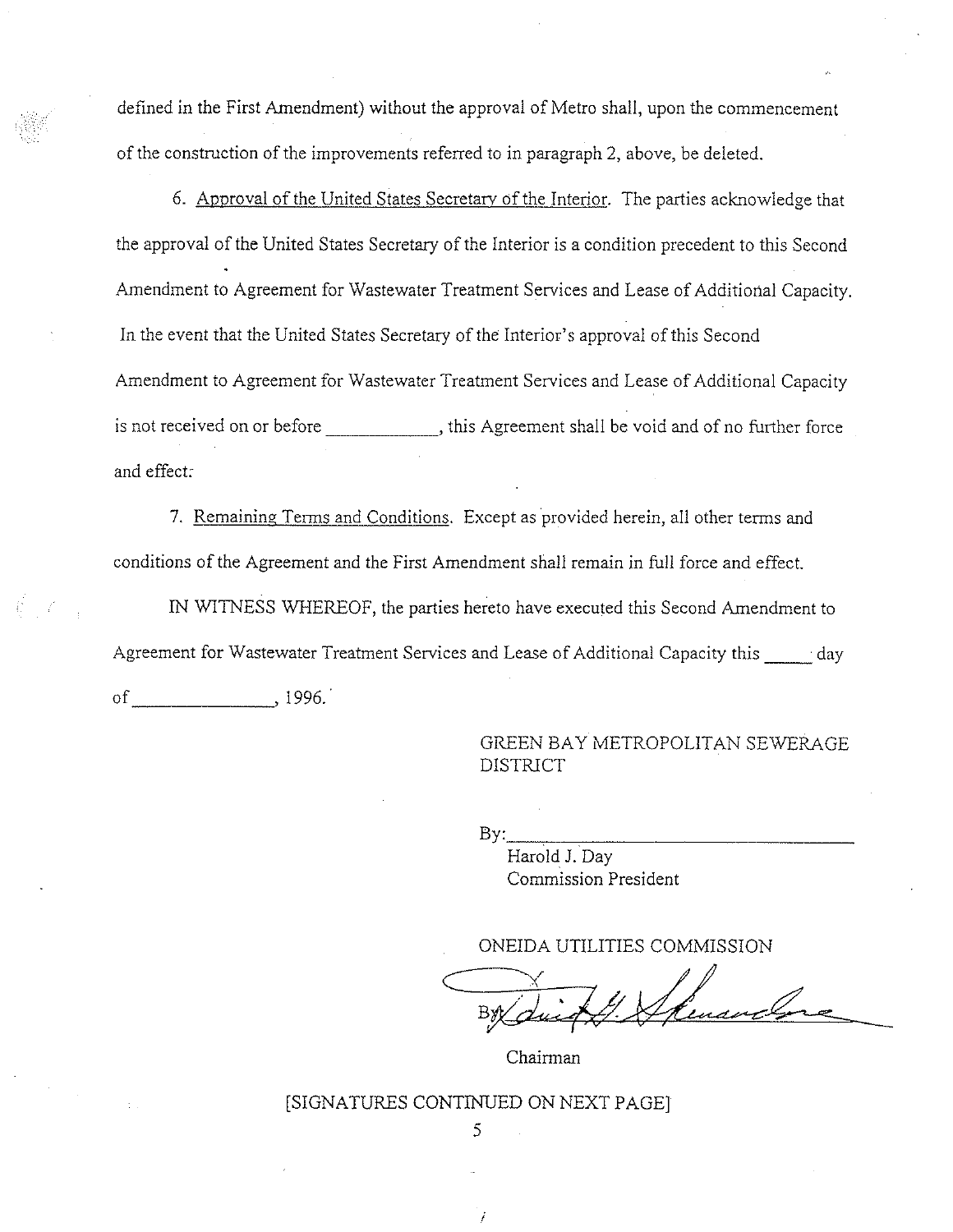defined in the First Amendment) without the approval of Metro shall, upon the commencement of the construction of the improvements referred to in paragraph 2, above, be deleted.

6. Approval of the United States Secretary of the Interior. The parties acknowledge that the approval of the United States Secretary of the Interior is a condition precedent to this Second Amendment to Agreement for Wastewater Treatment Services and Lease of Additional Capacity. In the event that the United States Secretary of the Interior's approval of this Second Amendment to Agreement for Wastewater Treatment Services and Lease of Additional Capacity is not received on or before ____________, this Agreement shall be void and of no further force and effect.

7. Remaining Terms and Conditions. Except as provided herein, all other terms and conditions of the Agreement and the First Amendment shall remain in full force and effect.

IN WITNESS WHEREOF, the parties hereto have executed this Second Amendment to Agreement for Wastewater Treatment Services and Lease of Additional Capacity this _____ day of _______________, 1996.

GREEN BAY METROPOLITAN SEWERAGE DISTRICT

By:_________________________________
Harold J. Day
Commission President

ONEIDA UTILITIES COMMISSION

By: [signature]
Chairman

[SIGNATURES CONTINUED ON NEXT PAGE]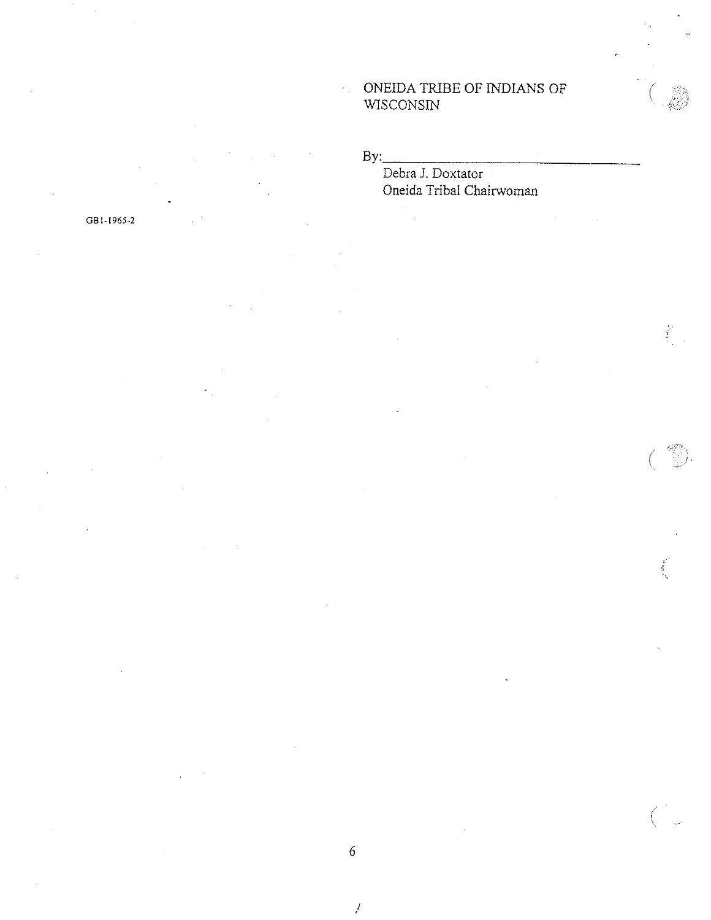ONEIDA TRIBE OF INDIANS OF WISCONSIN

By:\_\_\_\_\_\_\_\_\_\_\_\_\_\_\_\_\_\_\_\_\_\_\_\_\_\_\_\_\_\_\_\_\_\_\_\_

Debra J. Doxtator
Oneida Tribal Chairwoman

GB1-1965-2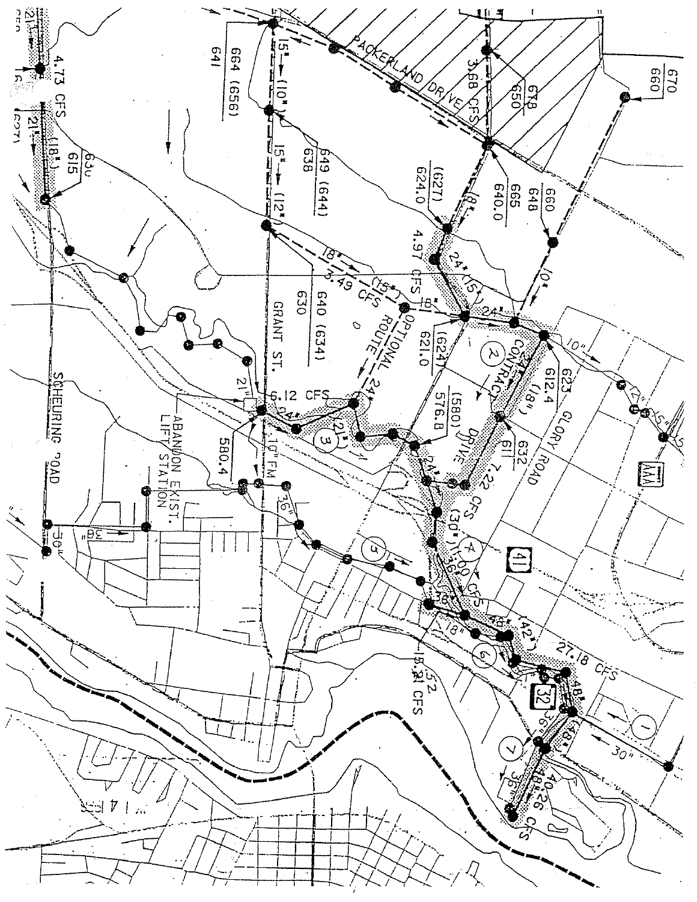PACKERLAND DRIVE

GRANT ST.

SCHEURING ROAD

GLORY ROAD

CONTRACT DRIVE

OPTIONAL ROUTE

ABANDON EXIST. LIFT STATION

4.73 CFS

3.68 CFS

4.97 CFS

3.49 CFS

6.12 CFS

7.22 CFS

11.00 CFS

27.18 CFS

15.52 CFS

15.31 CFS

40.26 CFS

10" FM

21"

(18")

15"

(10")

(12")

18"

(15")

24"

(21")

(30")

36"

42"

48"

(48")

30"

10"

12"

664 (656)

641

649 (644)

638

640 (634)

630

678 / 650

670 / 660

665 / 648

640.0

660

(627) / 624.0

(624) / 621.0

(580) / 576.8

580.4

612.4

623

611

632

615

630

1

2

3

4

5

6

7

41

32

AAA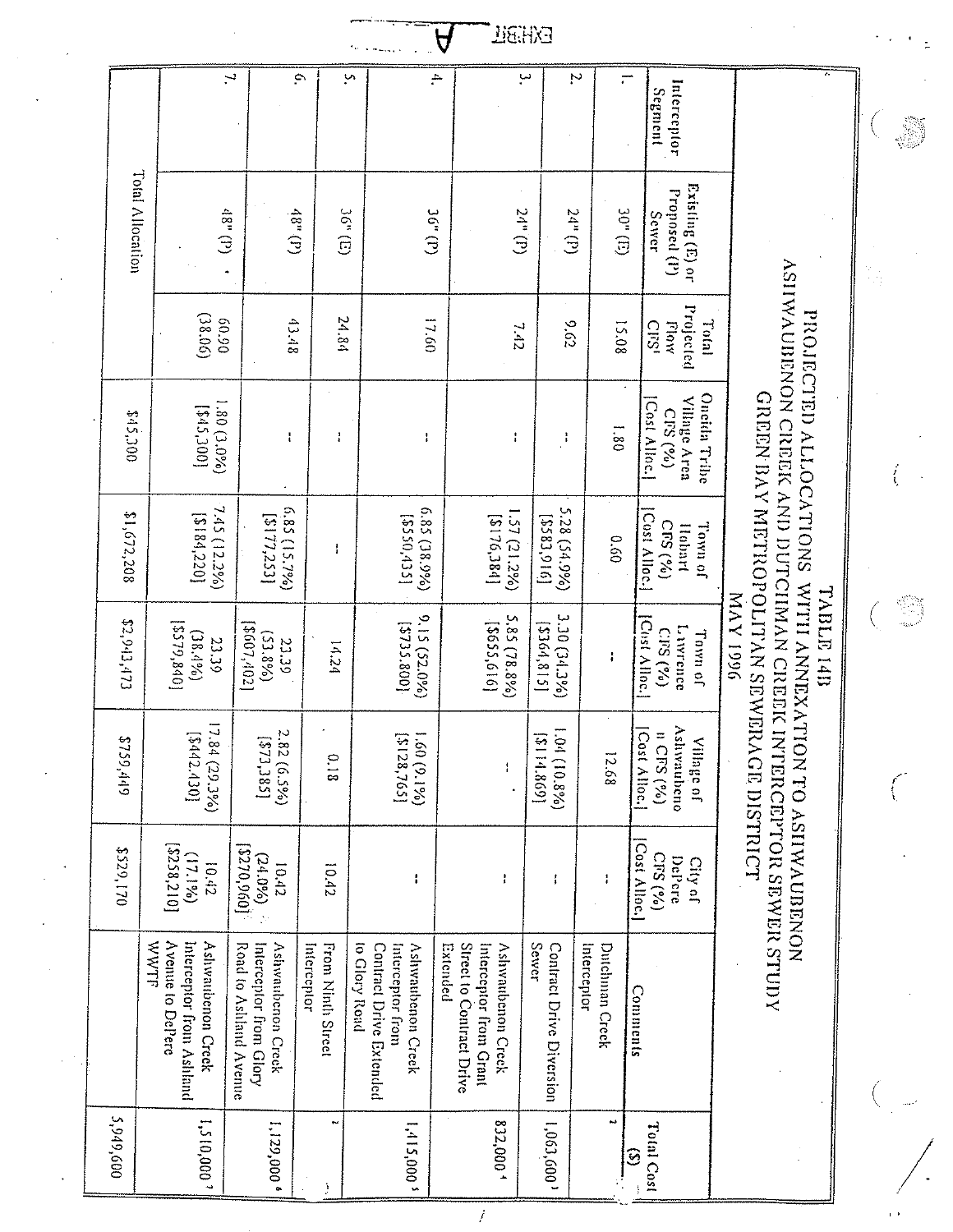EXHIBIT A

# TABLE 14B

## PROJECTED ALLOCATIONS WITH ANNEXATION TO ASHWAUBENON

## ASHWAUBENON CREEK AND DUTCHMAN CREEK INTERCEPTOR SEWER STUDY

## GREEN BAY METROPOLITAN SEWERAGE DISTRICT

## MAY 1996

| Interceptor Segment | Existing (E) or Proposed (P) Sewer | Total Projected Flow CFS[1] | Oneida Tribe Village Area CFS (%) [Cost Alloc.] | Town of Hobart CFS (%) [Cost Alloc.] | Town of Lawrence CFS (%) [Cost Alloc.] | Village of Ashwaubenon CFS (%) [Cost Alloc.] | City of DePere CFS (%) [Cost Alloc.] | Comments | Total Cost ($) |
|---|---|---|---|---|---|---|---|---|---|
| 1. | 30" (E) | 15.08 | 1.80 | 0.60 | -- | 12.68 | -- | Dutchman Creek Interceptor | [2] |
| 2. | 24" (P) | 9.62 | -- | 5.28 (54.9%) [$583,916] | 3.30 (34.3%) [$364,815] | 1.04 (10.8%) [$114,869] | -- | Contract Drive Diversion Sewer | 1,063,600[3] |
| 3. | 24" (P) | 7.42 | -- | 1.57 (21.2%) [$176,384] | 5.85 (78.8%) [$655,616] | -- | -- | Ashwaubenon Creek Interceptor from Grant Street to Contract Drive Extended | 832,000[4] |
| 4. | 36" (P) | 17.60 | -- | 6.85 (38.9%) [$550,435] | 9.15 (52.0%) [$735,800] | 1.60 (9.1%) [$128,765] | -- | Ashwaubenon Creek Interceptor from Contract Drive Extended to Glory Road | 1,415,000[5] |
| 5. | 36" (E) | 24.84 | -- | -- | 14.24 | 0.18 | 10.42 | From Ninth Street Interceptor | [2] |
| 6. | 48" (P) | 43.48 | -- | 6.85 (15.7%) [$177,253] | 23.39 (53.8%) [$607,402] | 2.82 (6.5%) [$73,385] | 10.42 (24.0%) [$270,960] | Ashwaubenon Creek Interceptor from Glory Road to Ashland Avenue | 1,129,000[6] |
| 7. | 48" (P) | 60.90 (38.06) | 1.80 (3.0%) [$45,300] | 7.45 (12.2%) [$184,220] | 23.39 (38.4%) [$579,840] | 17.84 (29.3%) [$442,430] | 10.42 (17.1%) [$258,210] | Ashwaubenon Creek Interceptor from Ashland Avenue to DePere WWTF | 1,510,000[7] |
| Total Allocation | | | $45,300 | $1,672,208 | $2,943,473 | $759,449 | $529,170 | | $5,949,600 |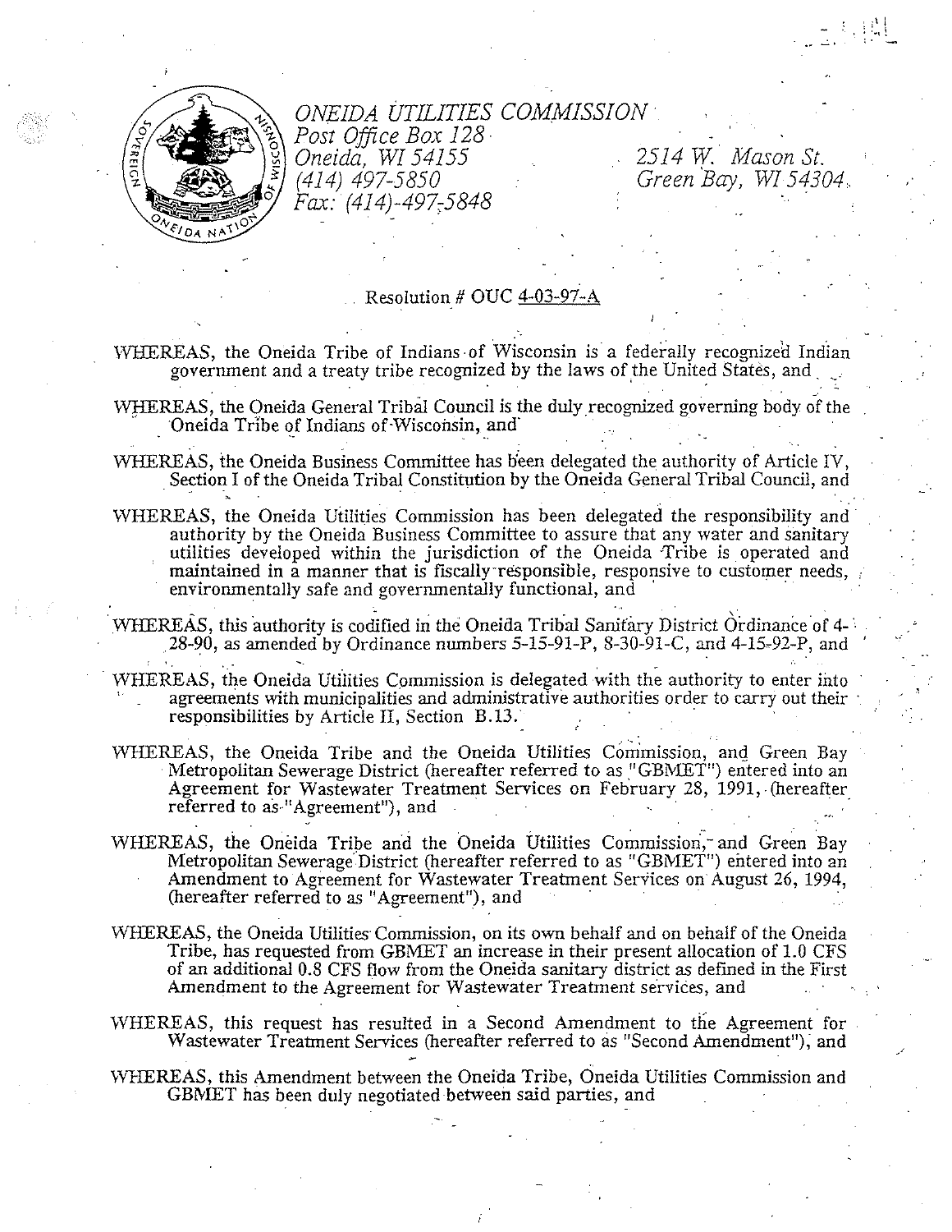ONEIDA UTILITIES COMMISSION
*Post Office Box 128*
*Oneida, WI 54155*
*(414) 497-5850*
*Fax: (414)-497-5848*

*2514 W. Mason St.*
*Green Bay, WI 54304*

Resolution # OUC 4-03-97-A

WHEREAS, the Oneida Tribe of Indians of Wisconsin is a federally recognized Indian government and a treaty tribe recognized by the laws of the United States, and

WHEREAS, the Oneida General Tribal Council is the duly recognized governing body of the Oneida Tribe of Indians of Wisconsin, and

WHEREAS, the Oneida Business Committee has been delegated the authority of Article IV, Section I of the Oneida Tribal Constitution by the Oneida General Tribal Council, and

WHEREAS, the Oneida Utilities Commission has been delegated the responsibility and authority by the Oneida Business Committee to assure that any water and sanitary utilities developed within the jurisdiction of the Oneida Tribe is operated and maintained in a manner that is fiscally responsible, responsive to customer needs, environmentally safe and governmentally functional, and

WHEREAS, this authority is codified in the Oneida Tribal Sanitary District Ordinance of 4-28-90, as amended by Ordinance numbers 5-15-91-P, 8-30-91-C, and 4-15-92-P, and

WHEREAS, the Oneida Utilities Commission is delegated with the authority to enter into agreements with municipalities and administrative authorities order to carry out their responsibilities by Article II, Section B.13.

WHEREAS, the Oneida Tribe and the Oneida Utilities Commission, and Green Bay Metropolitan Sewerage District (hereafter referred to as "GBMET") entered into an Agreement for Wastewater Treatment Services on February 28, 1991, (hereafter referred to as "Agreement"), and

WHEREAS, the Oneida Tribe and the Oneida Utilities Commission, and Green Bay Metropolitan Sewerage District (hereafter referred to as "GBMET") entered into an Amendment to Agreement for Wastewater Treatment Services on August 26, 1994, (hereafter referred to as "Agreement"), and

WHEREAS, the Oneida Utilities Commission, on its own behalf and on behalf of the Oneida Tribe, has requested from GBMET an increase in their present allocation of 1.0 CFS of an additional 0.8 CFS flow from the Oneida sanitary district as defined in the First Amendment to the Agreement for Wastewater Treatment services, and

WHEREAS, this request has resulted in a Second Amendment to the Agreement for Wastewater Treatment Services (hereafter referred to as "Second Amendment"), and

WHEREAS, this Amendment between the Oneida Tribe, Oneida Utilities Commission and GBMET has been duly negotiated between said parties, and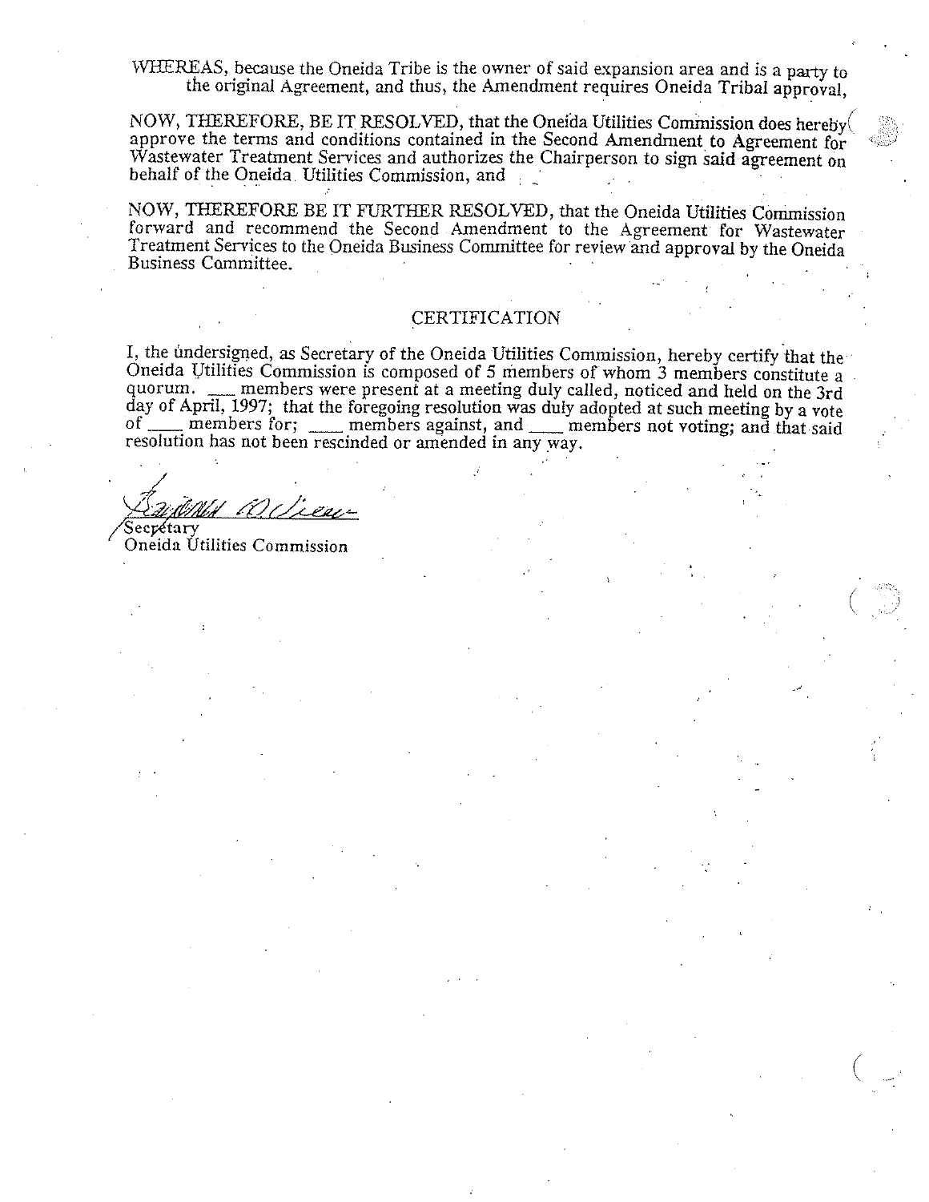WHEREAS, because the Oneida Tribe is the owner of said expansion area and is a party to the original Agreement, and thus, the Amendment requires Oneida Tribal approval,

NOW, THEREFORE, BE IT RESOLVED, that the Oneida Utilities Commission does hereby approve the terms and conditions contained in the Second Amendment to Agreement for Wastewater Treatment Services and authorizes the Chairperson to sign said agreement on behalf of the Oneida Utilities Commission, and

NOW, THEREFORE BE IT FURTHER RESOLVED, that the Oneida Utilities Commission forward and recommend the Second Amendment to the Agreement for Wastewater Treatment Services to the Oneida Business Committee for review and approval by the Oneida Business Committee.

## CERTIFICATION

I, the undersigned, as Secretary of the Oneida Utilities Commission, hereby certify that the Oneida Utilities Commission is composed of 5 members of whom 3 members constitute a quorum. ___ members were present at a meeting duly called, noticed and held on the 3rd day of April, 1997; that the foregoing resolution was duly adopted at such meeting by a vote of ___ members for; ___ members against, and ___ members not voting; and that said resolution has not been rescinded or amended in any way.

Secretary
Oneida Utilities Commission